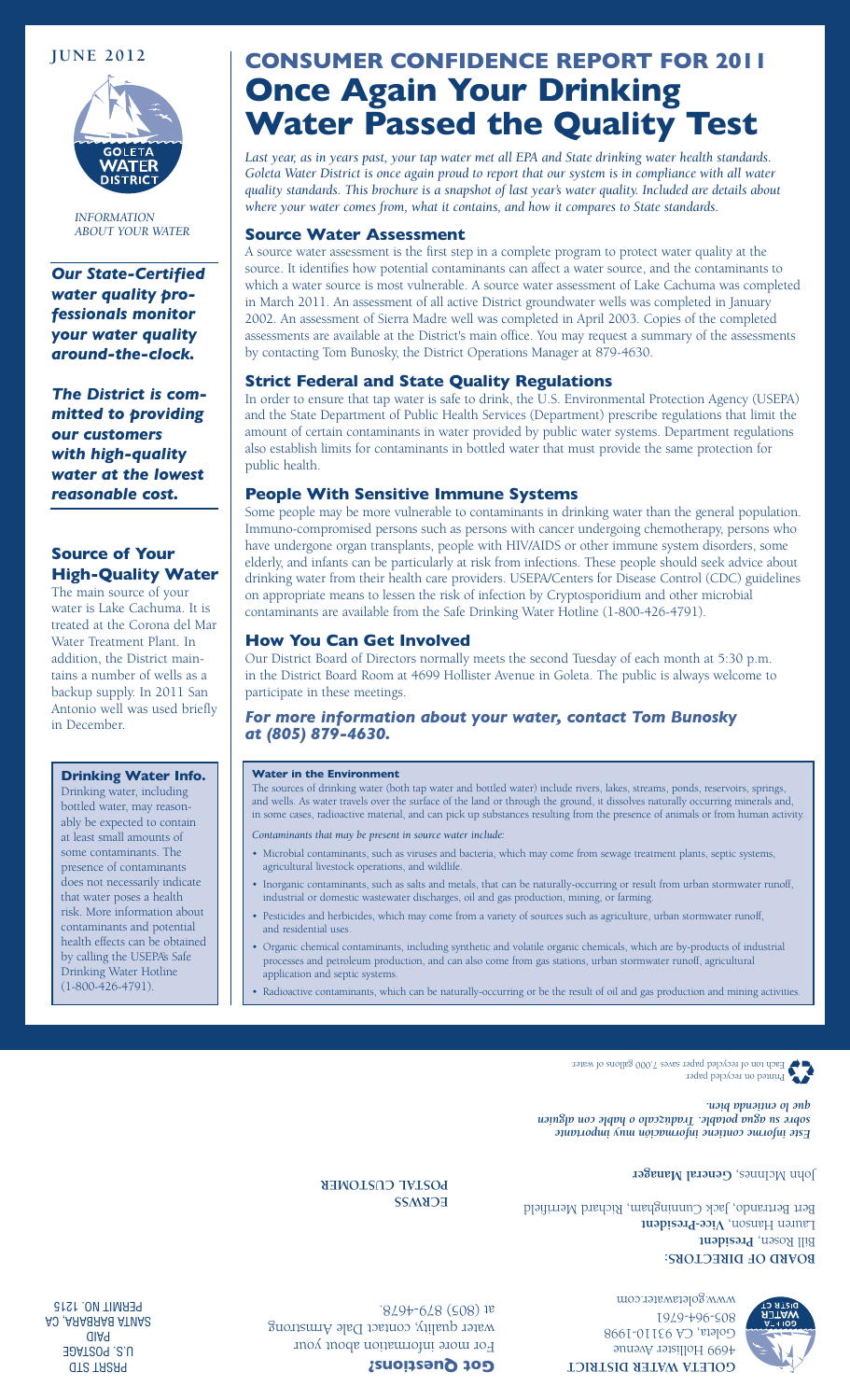**JUNE 2012**

GOLETA WATER DISTRICT

*INFORMATION ABOUT YOUR WATER*

***Our State-Certified water quality professionals monitor your water quality around-the-clock.***

***The District is committed to providing our customers with high-quality water at the lowest reasonable cost.***

## Source of Your High-Quality Water

The main source of your water is Lake Cachuma. It is treated at the Corona del Mar Water Treatment Plant. In addition, the District maintains a number of wells as a backup supply. In 2011 San Antonio well was used briefly in December.

### Drinking Water Info.

Drinking water, including bottled water, may reasonably be expected to contain at least small amounts of some contaminants. The presence of contaminants does not necessarily indicate that water poses a health risk. More information about contaminants and potential health effects can be obtained by calling the USEPA's Safe Drinking Water Hotline (1-800-426-4791).

# CONSUMER CONFIDENCE REPORT FOR 2011

# Once Again Your Drinking Water Passed the Quality Test

*Last year, as in years past, your tap water met all EPA and State drinking water health standards. Goleta Water District is once again proud to report that our system is in compliance with all water quality standards. This brochure is a snapshot of last year's water quality. Included are details about where your water comes from, what it contains, and how it compares to State standards.*

## Source Water Assessment

A source water assessment is the first step in a complete program to protect water quality at the source. It identifies how potential contaminants can affect a water source, and the contaminants to which a water source is most vulnerable. A source water assessment of Lake Cachuma was completed in March 2011. An assessment of all active District groundwater wells was completed in January 2002. An assessment of Sierra Madre well was completed in April 2003. Copies of the completed assessments are available at the District's main office. You may request a summary of the assessments by contacting Tom Bunosky, the District Operations Manager at 879-4630.

## Strict Federal and State Quality Regulations

In order to ensure that tap water is safe to drink, the U.S. Environmental Protection Agency (USEPA) and the State Department of Public Health Services (Department) prescribe regulations that limit the amount of certain contaminants in water provided by public water systems. Department regulations also establish limits for contaminants in bottled water that must provide the same protection for public health.

## People With Sensitive Immune Systems

Some people may be more vulnerable to contaminants in drinking water than the general population. Immuno-compromised persons such as persons with cancer undergoing chemotherapy, persons who have undergone organ transplants, people with HIV/AIDS or other immune system disorders, some elderly, and infants can be particularly at risk from infections. These people should seek advice about drinking water from their health care providers. USEPA/Centers for Disease Control (CDC) guidelines on appropriate means to lessen the risk of infection by Cryptosporidium and other microbial contaminants are available from the Safe Drinking Water Hotline (1-800-426-4791).

## How You Can Get Involved

Our District Board of Directors normally meets the second Tuesday of each month at 5:30 p.m. in the District Board Room at 4699 Hollister Avenue in Goleta. The public is always welcome to participate in these meetings.

### *For more information about your water, contact Tom Bunosky at (805) 879-4630.*

### Water in the Environment

The sources of drinking water (both tap water and bottled water) include rivers, lakes, streams, ponds, reservoirs, springs, and wells. As water travels over the surface of the land or through the ground, it dissolves naturally occurring minerals and, in some cases, radioactive material, and can pick up substances resulting from the presence of animals or from human activity.

*Contaminants that may be present in source water include:*

- Microbial contaminants, such as viruses and bacteria, which may come from sewage treatment plants, septic systems, agricultural livestock operations, and wildlife.
- Inorganic contaminants, such as salts and metals, that can be naturally-occurring or result from urban stormwater runoff, industrial or domestic wastewater discharges, oil and gas production, mining, or farming.
- Pesticides and herbicides, which may come from a variety of sources such as agriculture, urban stormwater runoff, and residential uses.
- Organic chemical contaminants, including synthetic and volatile organic chemicals, which are by-products of industrial processes and petroleum production, and can also come from gas stations, urban stormwater runoff, agricultural application and septic systems.
- Radioactive contaminants, which can be naturally-occurring or be the result of oil and gas production and mining activities.

Printed on recycled paper. Each ton of recycled paper saves 7,000 gallons of water.

***Este informe contiene información muy importante sobre su agua potable. Tradúzcalo o hable con alguien que lo entienda bien.***

John McInnes, **General Manager**

**BOARD OF DIRECTORS:**

Bill Rosen, **President**
Lauren Hanson, **Vice-President**
Bert Bertrando, Jack Cunningham, Richard Merrifield

**GOLETA WATER DISTRICT**
4699 Hollister Avenue
Goleta, CA 93110-1998
805-964-6761
www.goletawater.com

**ECRWSS**
**POSTAL CUSTOMER**

## Got Questions?

For more information about your water quality, contact Dale Armstrong at (805) 879-4678.

PRSRT STD
U.S. POSTAGE
PAID
SANTA BARBARA, CA
PERMIT NO. 1215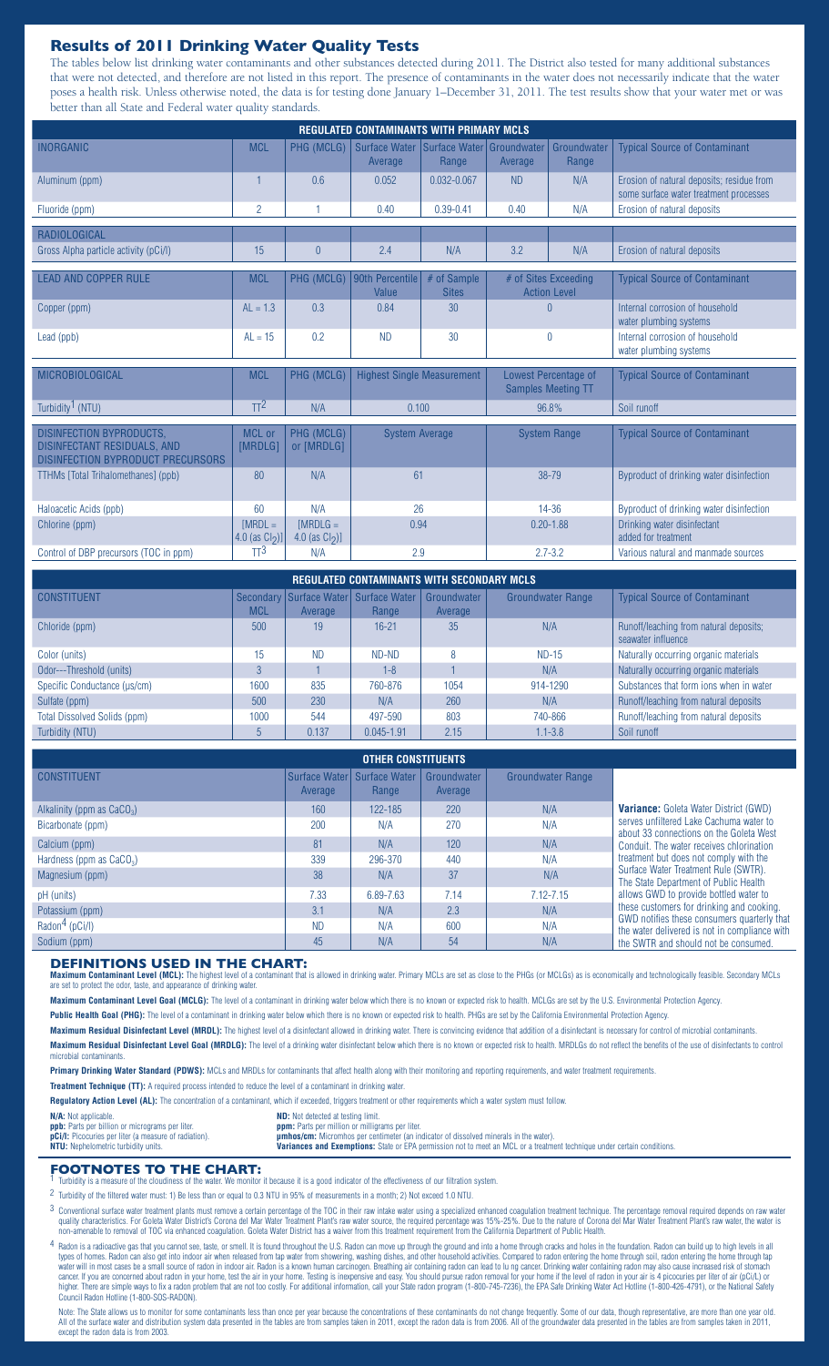# Results of 2011 Drinking Water Quality Tests

The tables below list drinking water contaminants and other substances detected during 2011. The District also tested for many additional substances that were not detected, and therefore are not listed in this report. The presence of contaminants in the water does not necessarily indicate that the water poses a health risk. Unless otherwise noted, the data is for testing done January 1–December 31, 2011. The test results show that your water met or was better than all State and Federal water quality standards.

## REGULATED CONTAMINANTS WITH PRIMARY MCLS

| INORGANIC | MCL | PHG (MCLG) | Surface Water Average | Surface Water Range | Groundwater Average | Groundwater Range | Typical Source of Contaminant |
|---|---|---|---|---|---|---|---|
| Aluminum (ppm) | 1 | 0.6 | 0.052 | 0.032-0.067 | ND | N/A | Erosion of natural deposits; residue from some surface water treatment processes |
| Fluoride (ppm) | 2 | 1 | 0.40 | 0.39-0.41 | 0.40 | N/A | Erosion of natural deposits |
| **RADIOLOGICAL** | | | | | | | |
| Gross Alpha particle activity (pCi/l) | 15 | 0 | 2.4 | N/A | 3.2 | N/A | Erosion of natural deposits |

| LEAD AND COPPER RULE | MCL | PHG (MCLG) | 90th Percentile Value | # of Sample Sites | # of Sites Exceeding the Action Level | Typical Source of Contaminant |
|---|---|---|---|---|---|---|
| Copper (ppm) | AL = 1.3 | 0.3 | 0.84 | 30 | 0 | Internal corrosion of household water plumbing systems |
| Lead (ppb) | AL = 15 | 0.2 | ND | 30 | 0 | Internal corrosion of household water plumbing systems |

| MICROBIOLOGICAL | MCL | PHG (MCLG) | Highest Single Measurement | Lowest Percentage of Samples Meeting TT | Typical Source of Contaminant |
|---|---|---|---|---|---|
| Turbidity[1] (NTU) | TT[2] | N/A | 0.100 | 96.8% | Soil runoff |

| DISINFECTION BYPRODUCTS, DISINFECTANT RESIDUALS, AND DISINFECTION BYPRODUCT PRECURSORS | MCL or [MRDL] | PHG (MCLG) or [MRDLG] | System Average | System Range | Typical Source of Contaminant |
|---|---|---|---|---|---|
| TTHMs [Total Trihalomethanes] (ppb) | 80 | N/A | 61 | 38-79 | Byproduct of drinking water disinfection |
| Haloacetic Acids (ppb) | 60 | N/A | 26 | 14-36 | Byproduct of drinking water disinfection |
| Chlorine (ppm) | [MRDL = 4.0 (as $Cl_2$)] | [MRDLG = 4.0 (as $Cl_2$)] | 0.94 | 0.20-1.88 | Drinking water disinfectant added for treatment |
| Control of DBP precursors (TOC in ppm) | TT[3] | N/A | 2.9 | 2.7-3.2 | Various natural and manmade sources |

## REGULATED CONTAMINANTS WITH SECONDARY MCLS

| CONSTITUENT | Secondary MCL | Surface Water Average | Surface Water Range | Groundwater Average | Groundwater Range | Typical Source of Contaminant |
|---|---|---|---|---|---|---|
| Chloride (ppm) | 500 | 19 | 16-21 | 35 | N/A | Runoff/leaching from natural deposits; seawater influence |
| Color (units) | 15 | ND | ND-ND | 8 | ND-15 | Naturally occurring organic materials |
| Odor---Threshold (units) | 3 | 1 | 1-8 | 1 | N/A | Naturally occurring organic materials |
| Specific Conductance (µs/cm) | 1600 | 835 | 760-876 | 1054 | 914-1290 | Substances that form ions when in water |
| Sulfate (ppm) | 500 | 230 | N/A | 260 | N/A | Runoff/leaching from natural deposits |
| Total Dissolved Solids (ppm) | 1000 | 544 | 497-590 | 803 | 740-866 | Runoff/leaching from natural deposits |
| Turbidity (NTU) | 5 | 0.137 | 0.045-1.91 | 2.15 | 1.1-3.8 | Soil runoff |

## OTHER CONSTITUENTS

| CONSTITUENT | Surface Water Average | Surface Water Range | Groundwater Average | Groundwater Range |
|---|---|---|---|---|
| Alkalinity (ppm as $CaCO_3$) | 160 | 122-185 | 220 | N/A |
| Bicarbonate (ppm) | 200 | N/A | 270 | N/A |
| Calcium (ppm) | 81 | N/A | 120 | N/A |
| Hardness (ppm as $CaCO_3$) | 339 | 296-370 | 440 | N/A |
| Magnesium (ppm) | 38 | N/A | 37 | N/A |
| pH (units) | 7.33 | 6.89-7.63 | 7.14 | 7.12-7.15 |
| Potassium (ppm) | 3.1 | N/A | 2.3 | N/A |
| Radon[4] (pCi/l) | ND | N/A | 600 | N/A |
| Sodium (ppm) | 45 | N/A | 54 | N/A |

**Variance:** Goleta Water District (GWD) serves unfiltered Lake Cachuma water to about 33 connections on the Goleta West Conduit. The water receives chlorination treatment but does not comply with the Surface Water Treatment Rule (SWTR). The State Department of Public Health allows GWD to provide bottled water to these customers for drinking and cooking. GWD notifies these consumers quarterly that the water delivered is not in compliance with the SWTR and should not be consumed.

## DEFINITIONS USED IN THE CHART:

**Maximum Contaminant Level (MCL):** The highest level of a contaminant that is allowed in drinking water. Primary MCLs are set as close to the PHGs (or MCLGs) as is economically and technologically feasible. Secondary MCLs are set to protect the odor, taste, and appearance of drinking water.

**Maximum Contaminant Level Goal (MCLG):** The level of a contaminant in drinking water below which there is no known or expected risk to health. MCLGs are set by the U.S. Environmental Protection Agency.

**Public Health Goal (PHG):** The level of a contaminant in drinking water below which there is no known or expected risk to health. PHGs are set by the California Environmental Protection Agency.

**Maximum Residual Disinfectant Level (MRDL):** The highest level of a disinfectant allowed in drinking water. There is convincing evidence that addition of a disinfectant is necessary for control of microbial contaminants.

**Maximum Residual Disinfectant Level Goal (MRDLG):** The level of a drinking water disinfectant below which there is no known or expected risk to health. MRDLGs do not reflect the benefits of the use of disinfectants to control microbial contaminants.

**Primary Drinking Water Standard (PDWS):** MCLs and MRDLs for contaminants that affect health along with their monitoring and reporting requirements, and water treatment requirements.

**Treatment Technique (TT):** A required process intended to reduce the level of a contaminant in drinking water.

**Regulatory Action Level (AL):** The concentration of a contaminant, which if exceeded, triggers treatment or other requirements which a water system must follow.

**N/A:** Not applicable.
**ppb:** Parts per billion or micrograms per liter.
**pCi/l:** Picocuries per liter (a measure of radiation).
**NTU:** Nephelometric turbidity units.
**ND:** Not detected at testing limit.
**ppm:** Parts per million or milligrams per liter.
**µmhos/cm:** Micromhos per centimeter (an indicator of dissolved minerals in the water).
**Variances and Exemptions:** State or EPA permission not to meet an MCL or a treatment technique under certain conditions.

## FOOTNOTES TO THE CHART:

1 Turbidity is a measure of the cloudiness of the water. We monitor it because it is a good indicator of the effectiveness of our filtration system.

2 Turbidity of the filtered water must: 1) Be less than or equal to 0.3 NTU in 95% of measurements in a month; 2) Not exceed 1.0 NTU.

3 Conventional surface water treatment plants must remove a certain percentage of the TOC in their raw intake water using a specialized enhanced coagulation treatment technique. The percentage removal required depends on raw water quality characteristics. For Goleta Water District's Corona del Mar Water Treatment Plant's raw water source, the required percentage was 15%-25%. Due to the nature of Corona del Mar Water Treatment Plant's raw water, the water is non-amenable to removal of TOC via enhanced coagulation. Goleta Water District has a waiver from this treatment requirement from the California Department of Public Health.

4 Radon is a radioactive gas that you cannot see, taste, or smell. It is found throughout the U.S. Radon can move up through the ground and into a home through cracks and holes in the foundation. Radon can build up to high levels in all types of homes. Radon can also get into indoor air when released from tap water from showering, washing dishes, and other household activities. Compared to radon entering the home through soil, radon entering the home through tap water will in most cases be a small source of radon in indoor air. Radon is a known human carcinogen. Breathing air containing radon can lead to lung cancer. Drinking water containing radon may also cause increased risk of stomach cancer. If you are concerned about radon in your home, test the air in your home. Testing is inexpensive and easy. You should pursue radon removal for your home if the level of radon in your air is 4 picocuries per liter of air (pCi/L) or higher. There are simple ways to fix a radon problem that are not too costly. For additional information, call your State radon program (1-800-745-7236), the EPA Safe Drinking Water Act Hotline (1-800-426-4791), or the National Safety Council Radon Hotline (1-800-SOS-RADON).

Note: The State allows us to monitor for some contaminants less than once per year because the concentrations of these contaminants do not change frequently. Some of our data, though representative, are more than one year old. All of the surface water and distribution system data presented in the tables are from samples taken in 2011, except the radon data is from 2006. All of the groundwater data presented in the tables are from samples taken in 2011, except the radon data is from 2003.